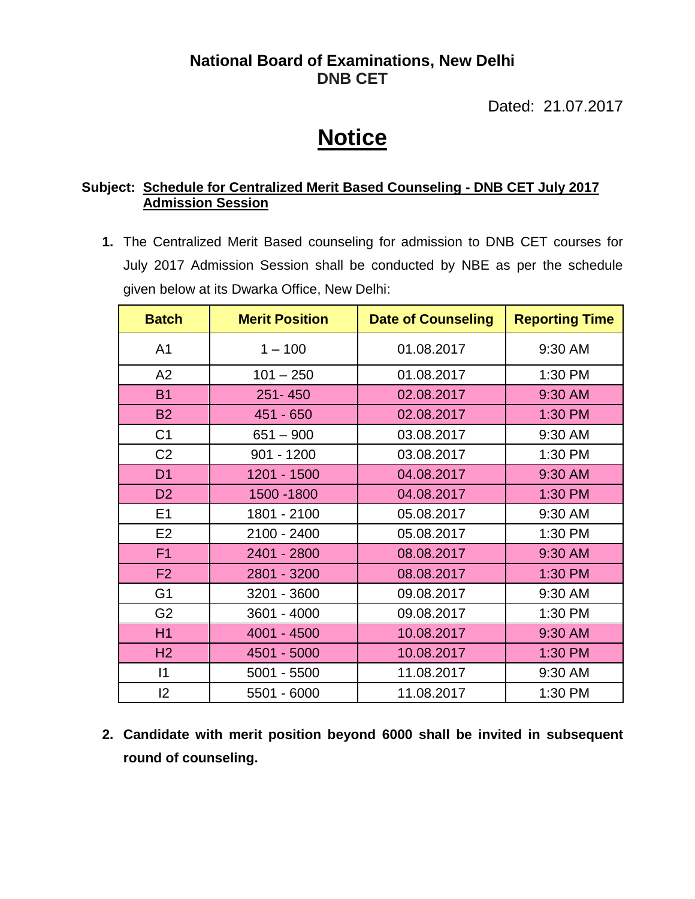**National Board of Examinations, New Delhi**
**DNB CET**

Dated: 21.07.2017

# Notice

**Subject: Schedule for Centralized Merit Based Counseling - DNB CET July 2017 Admission Session**

1. The Centralized Merit Based counseling for admission to DNB CET courses for July 2017 Admission Session shall be conducted by NBE as per the schedule given below at its Dwarka Office, New Delhi:

| Batch | Merit Position | Date of Counseling | Reporting Time |
|---|---|---|---|
| A1 | 1 – 100 | 01.08.2017 | 9:30 AM |
| A2 | 101 – 250 | 01.08.2017 | 1:30 PM |
| B1 | 251- 450 | 02.08.2017 | 9:30 AM |
| B2 | 451 - 650 | 02.08.2017 | 1:30 PM |
| C1 | 651 – 900 | 03.08.2017 | 9:30 AM |
| C2 | 901 - 1200 | 03.08.2017 | 1:30 PM |
| D1 | 1201 - 1500 | 04.08.2017 | 9:30 AM |
| D2 | 1500 -1800 | 04.08.2017 | 1:30 PM |
| E1 | 1801 - 2100 | 05.08.2017 | 9:30 AM |
| E2 | 2100 - 2400 | 05.08.2017 | 1:30 PM |
| F1 | 2401 - 2800 | 08.08.2017 | 9:30 AM |
| F2 | 2801 - 3200 | 08.08.2017 | 1:30 PM |
| G1 | 3201 - 3600 | 09.08.2017 | 9:30 AM |
| G2 | 3601 - 4000 | 09.08.2017 | 1:30 PM |
| H1 | 4001 - 4500 | 10.08.2017 | 9:30 AM |
| H2 | 4501 - 5000 | 10.08.2017 | 1:30 PM |
| I1 | 5001 - 5500 | 11.08.2017 | 9:30 AM |
| I2 | 5501 - 6000 | 11.08.2017 | 1:30 PM |

2. **Candidate with merit position beyond 6000 shall be invited in subsequent round of counseling.**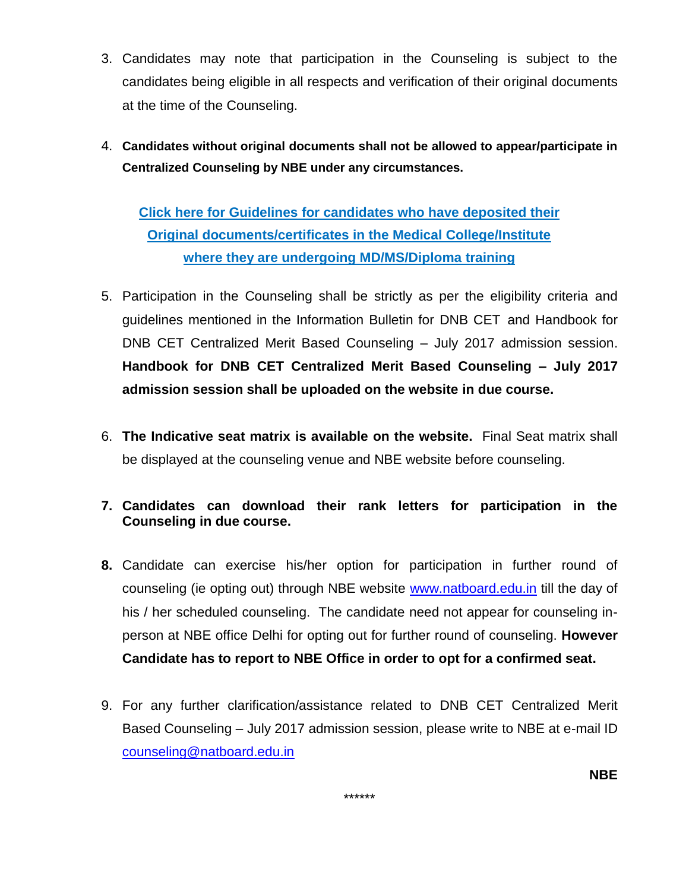3. Candidates may note that participation in the Counseling is subject to the candidates being eligible in all respects and verification of their original documents at the time of the Counseling.

4. **Candidates without original documents shall not be allowed to appear/participate in Centralized Counseling by NBE under any circumstances.**

   **Click here for Guidelines for candidates who have deposited their Original documents/certificates in the Medical College/Institute where they are undergoing MD/MS/Diploma training**

5. Participation in the Counseling shall be strictly as per the eligibility criteria and guidelines mentioned in the Information Bulletin for DNB CET and Handbook for DNB CET Centralized Merit Based Counseling – July 2017 admission session. **Handbook for DNB CET Centralized Merit Based Counseling – July 2017 admission session shall be uploaded on the website in due course.**

6. **The Indicative seat matrix is available on the website.** Final Seat matrix shall be displayed at the counseling venue and NBE website before counseling.

7. **Candidates can download their rank letters for participation in the Counseling in due course.**

8. Candidate can exercise his/her option for participation in further round of counseling (ie opting out) through NBE website www.natboard.edu.in till the day of his / her scheduled counseling. The candidate need not appear for counseling in-person at NBE office Delhi for opting out for further round of counseling. **However Candidate has to report to NBE Office in order to opt for a confirmed seat.**

9. For any further clarification/assistance related to DNB CET Centralized Merit Based Counseling – July 2017 admission session, please write to NBE at e-mail ID counseling@natboard.edu.in

**NBE**

******